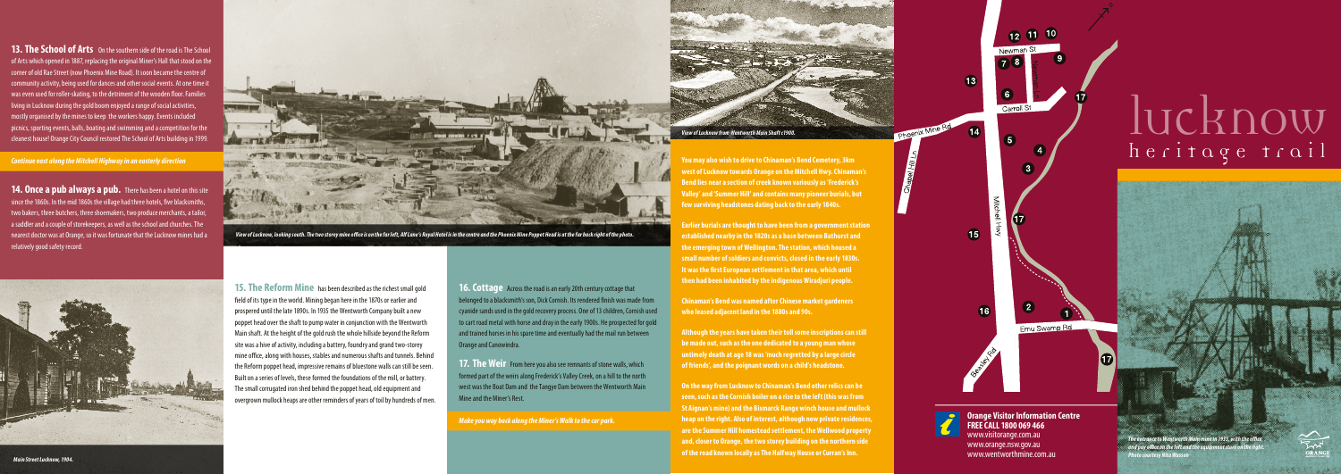**13. The School of Arts** On the southern side of the road is The School of Arts which opened in 1887, replacing the original Miner's Hall that stood on the corner of old Rae Street (now Phoenix Mine Road). It soon became the centre of community activity, being used for dances and other social events. At one time it was even used for roller-skating, to the detriment of the wooden floor. Families living in Lucknow during the gold boom enjoyed a range of social activities, mostly organised by the mines to keep the workers happy. Events included picnics, sporting events, balls, boating and swimming and a competition for the cleanest house! Orange City Council restored The School of Arts building in 1999.

*Continue east along the Mitchell Highway in an easterly direction*

**14. Once a pub always a pub.** There has been a hotel on this site since the 1860s. In the mid 1860s the village had three hotels, five blacksmiths, two bakers, three butchers, three shoemakers, two produce merchants, a tailor, a saddler and a couple of storekeepers, as well as the school and churches. The nearest doctor was at Orange, so it was fortunate that the Lucknow mines had a relatively good safety record.

*Main Street Lucknow, 1904.*

*View of Lucknow, looking south. The two storey mine office is on the far left, Alf Lane's Royal Hotel is in the centre and the Phoenix Mine Poppet Head is at the far back right of the photo.*

**15. The Reform Mine** has been described as the richest small gold field of its type in the world. Mining began here in the 1870s or earlier and prospered until the late 1890s. In 1935 the Wentworth Company built a new poppet head over the shaft to pump water in conjunction with the Wentworth Main Shaft. At the height of the gold rush the whole hillside beyond the Reform site was a hive of activity, including a battery, foundry and grand two-storey mine office, along with houses, stables and numerous shafts and tunnels. Behind the Reform poppet head, impressive remains of bluestone walls can still be seen. Built on a series of levels, these formed the foundations of the mill, or battery. The small corrugated iron shed behind the poppet head, old equipment and overgrown mullock heaps are other reminders of years of toil by hundreds of men.

**16. Cottage** Across the road is an early 20th century cottage that belonged to a blacksmith's son, Dick Cornish. Its rendered finish was made from cyanide sands used in the gold recovery process. One of 13 children, Cornish used to cart road metal with horse and dray in the early 1900s. He prospected for gold and trained horses in his spare time and eventually had the mail run between Orange and Canowindra.

**17. The Weir** From here you also see remnants of stone walls, which formed part of the weirs along Frederick's Valley Creek, on a hill to the north west was the Boat Dam and the Tangye Dam between the Wentworth Main Mine and the Miner's Rest.

*Make you way back along the Miner's Walk to the car park.*

*View of Lucknow from Wentworth Main Shaft c1900.*

**You may also wish to drive to Chinaman's Bend Cemetery, 3km west of Lucknow towards Orange on the Mitchell Hwy. Chinaman's Bend lies near a section of creek known variously as 'Frederick's Valley' and 'Summer Hill' and contains many pioneer burials, but few surviving headstones dating back to the early 1840s.**

**Earlier burials are thought to have been from a government station established nearby in the 1820s as a base between Bathurst and the emerging town of Wellington. The station, which housed a small number of soldiers and convicts, closed in the early 1830s. It was the first European settlement in that area, which until then had been inhabited by the indigenous Wiradjuri people.**

**Chinaman's Bend was named after Chinese market gardeners who leased adjacent land in the 1880s and 90s.**

**Although the years have taken their toll some inscriptions can still be made out, such as the one dedicated to a young man whose untimely death at age 18 was 'much regretted by a large circle of friends', and the poignant words on a child's headstone.**

**On the way from Lucknow to Chinaman's Bend other relics can be seen, such as the Cornish boiler on a rise to the left (this was from St Aignan's mine) and the Bismarck Range winch house and mullock heap on the right. Also of interest, although now private residences, are the Summer Hill homestead settlement, the Wellwood property and, closer to Orange, the two storey building on the northern side of the road known locally as The Halfway House or Curran's Inn.**

**Orange Visitor Information Centre**
**FREE CALL 1800 069 466**
www.visitorange.com.au
www.orange.nsw.gov.au
www.wentworthmine.com.au

# lucknow
## heritage trail

*The entrance to Wentworth Main mine in 1935, with the office and pay office on the left and the equipment store on the right. Photo courtesy Nita Musson*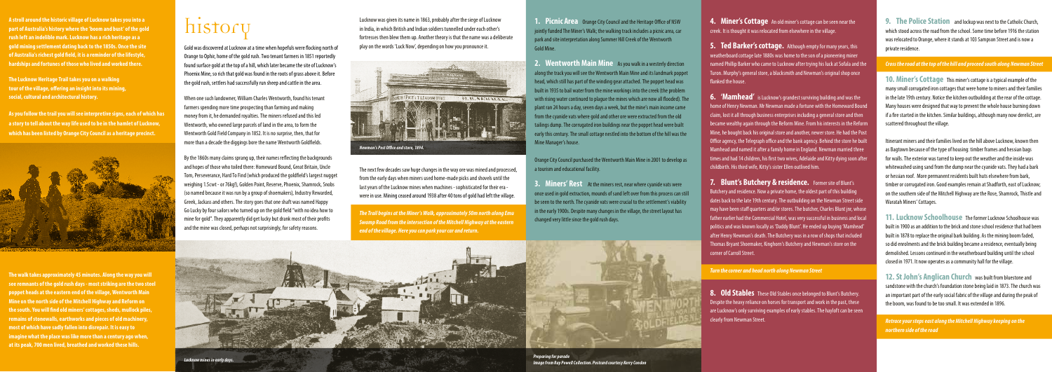A stroll around the historic village of Lucknow takes you into a part of Australia's history where the 'boom and bust' of the gold rush left an indelible mark. Lucknow has a rich heritage as a gold mining settlement dating back to the 1850s. Once the site of Australia's richest gold field, it is a reminder of the lifestyle, hardships and fortunes of those who lived and worked there.

The Lucknow Heritage Trail takes you on a walking tour of the village, offering an insight into its mining, social, cultural and architectural history.

As you follow the trail you will see interpretive signs, each of which has a story to tell about the way life used to be in the hamlet of Lucknow, which has been listed by Orange City Council as a heritage precinct.

The walk takes approximately 45 minutes. Along the way you will see remnants of the gold rush days - most striking are the two steel poppet heads at the eastern end of the village, Wentworth Main Mine on the north side of the Mitchell Highway and Reform on the south. You will find old miners' cottages, sheds, mullock piles, remains of stonewalls, earthworks and pieces of old machinery, most of which have sadly fallen into disrepair. It is easy to imagine what the place was like more than a century ago when, at its peak, 700 men lived, breathed and worked these hills.

# history

Gold was discovered at Lucknow at a time when hopefuls were flocking north of Orange to Ophir, home of the gold rush. Two tenant farmers in 1851 reportedly found surface gold at the top of a hill, which later became the site of Lucknow's Phoenix Mine, so rich that gold was found in the roots of grass above it. Before the gold rush, settlers had successfully run sheep and cattle in the area.

When one such landowner, William Charles Wentworth, found his tenant farmers spending more time prospecting than farming and making money from it, he demanded royalties. The miners refused and this led Wentworth, who owned large parcels of land in the area, to form the Wentworth Gold Field Company in 1852. It is no surprise, then, that for more than a decade the diggings bore the name Wentworth Goldfields.

By the 1860s many claims sprang up, their names reflecting the backgrounds and hopes of those who toiled there: Homeward Bound, Great Britain, Uncle Tom, Perseverance, Hard To Find (which produced the goldfield's largest nugget weighing 1.5cwt - or 76kg!), Golden Point, Reserve, Phoenix, Shamrock, Snobs (so named because it was run by a group of shoemakers), Industry Rewarded, Greek, Jackass and others. The story goes that one shaft was named Happy Go Lucky by four sailors who turned up on the gold field "with no idea how to mine for gold". They apparently did get lucky but drank most of their profits and the mine was closed, perhaps not surprisingly, for safety reasons.

Lucknow was given its name in 1863, probably after the siege of Lucknow in India, in which British and Indian soldiers tunnelled under each other's fortresses then blew them up. Another theory is that the name was a deliberate play on the words 'Luck Now', depending on how you pronounce it.

*Newman's Post Office and store, 1894.*

The next few decades saw huge changes in the way ore was mined and processed, from the early days when miners used home-made picks and shovels until the last years of the Lucknow mines when machines - sophisticated for their era - were in use. Mining ceased around 1938 after 40 tons of gold had left the village.

***The Trail begins at the Miner's Walk, approximately 50m north along Emu Swamp Road from the intersection of the Mitchell Highway at the eastern end of the village. Here you can park your car and return.***

*Lucknow mines in early days.*

**1. Picnic Area** Orange City Council and the Heritage Office of NSW jointly funded The Miner's Walk, the walking track includes a picnic area, car park and site interpretation along Summer Hill Creek of the Wentworth Gold Mine.

**2. Wentworth Main Mine** As you walk in a westerly direction along the track you will see the Wentworth Main Mine and its landmark poppet head, which still has part of the winding gear attached. The poppet head was built in 1935 to bail water from the mine workings into the creek (the problem with rising water continued to plague the mines which are now all flooded). The plant ran 24 hours a day, seven days a week, but the mine's main income came from the cyanide vats where gold and other ore were extracted from the old tailings dump. The corrugated iron buildings near the poppet head were built early this century. The small cottage nestled into the bottom of the hill was the Mine Manager's house.

Orange City Council purchased the Wentworth Main Mine in 2001 to develop as a tourism and educational facility.

**3. Miners' Rest** At the miners rest, near where cyanide vats were once used in gold extraction, mounds of sand left over from this process can still be seen to the north. The cyanide vats were crucial to the settlement's viability in the early 1900s. Despite many changes in the village, the street layout has changed very little since the gold rush days.

*Preparing for parade*
*Image from Ray Powell Collection. Postcard courtesy Kerry Condon*

**4. Miner's Cottage** An old miner's cottage can be seen near the creek. It is thought it was relocated from elsewhere in the village.

**5. Ted Barker's cottage.** Although empty for many years, this weatherboard cottage late 1880s was home to the son of a pioneering miner named Phillip Barker who came to Lucknow after trying his luck at Sofala and the Turon. Murphy's general store, a blacksmith and Newman's original shop once flanked the house.

**6. 'Mamhead'** is Lucknow's grandest surviving building and was the home of Henry Newman. Mr Newman made a fortune with the Homeward Bound claim, lost it all through business enterprises including a general store and then became wealthy again through the Reform Mine. From his interests in the Reform Mine, he bought back his original store and another, newer store. He had the Post Office agency, the Telegraph office and the bank agency. Behind the store he built Mamhead and named it after a family home in England. Newman married three times and had 14 children, his first two wives, Adelaide and Kitty dying soon after childbirth. His third wife, Kitty's sister Ellen outlived him.

**7. Blunt's Butchery & residence.** Former site of Blunt's Butchery and residence. Now a private home, the oldest part of this building dates back to the late 19th century. The outbuilding on the Newman Street side may have been staff quarters and/or stores. The butcher, Charles Blunt jnr, whose father earlier had the Commercial Hotel, was very successful in business and local politics and was known locally as 'Daddy Blunt'. He ended up buying 'Mamhead' after Henry Newman's death. The Butchery was in a row of shops that included Thomas Bryant Shoemaker, Kinghorn's Butchery and Newman's store on the corner of Carroll Street.

***Turn the corner and head north along Newman Street***

**8. Old Stables** These Old Stables once belonged to Blunt's Butchery. Despite the heavy reliance on horses for transport and work in the past, these are Lucknow's only surviving examples of early stables. The hayloft can be seen clearly from Newman Street.

**9. The Police Station** and lockup was next to the Catholic Church, which stood across the road from the school. Some time before 1916 the station was relocated to Orange, where it stands at 103 Sampson Street and is now a private residence.

***Cross the road at the top of the hill and proceed south along Newman Street***

**10. Miner's Cottage** This miner's cottage is a typical example of the many small corrugated iron cottages that were home to miners and their families in the late 19th century. Notice the kitchen outbuilding at the rear of the cottage. Many houses were designed that way to prevent the whole house burning down if a fire started in the kitchen. Similar buildings, although many now derelict, are scattered throughout the village.

Itinerant miners and their families lived on the hill above Lucknow, known then as Bagtown because of the type of housing: timber frames and hessian bags for walls. The exterior was tarred to keep out the weather and the inside was whitewashed using sand from the dump near the cyanide vats. They had a bark or hessian roof. More permanent residents built huts elsewhere from bark, timber or corrugated iron. Good examples remain at Shadforth, east of Lucknow; on the southern side of the Mitchell Highway are the Rose, Shamrock, Thistle and Waratah Miners' Cottages.

**11. Lucknow Schoolhouse** The former Lucknow Schoolhouse was built in 1900 as an addition to the brick and stone school residence that had been built in 1878 to replace the original bark building. As the mining boom faded, so did enrolments and the brick building became a residence, eventually being demolished. Lessons continued in the weatherboard building until the school closed in 1971. It now operates as a community hall for the village.

**12. St John's Anglican Church** was built from bluestone and sandstone with the church's foundation stone being laid in 1873. The church was an important part of the early social fabric of the village and during the peak of the boom, was found to be too small. It was extended in 1896.

***Retrace your steps east along the Mitchell Highway keeping on the northern side of the road***